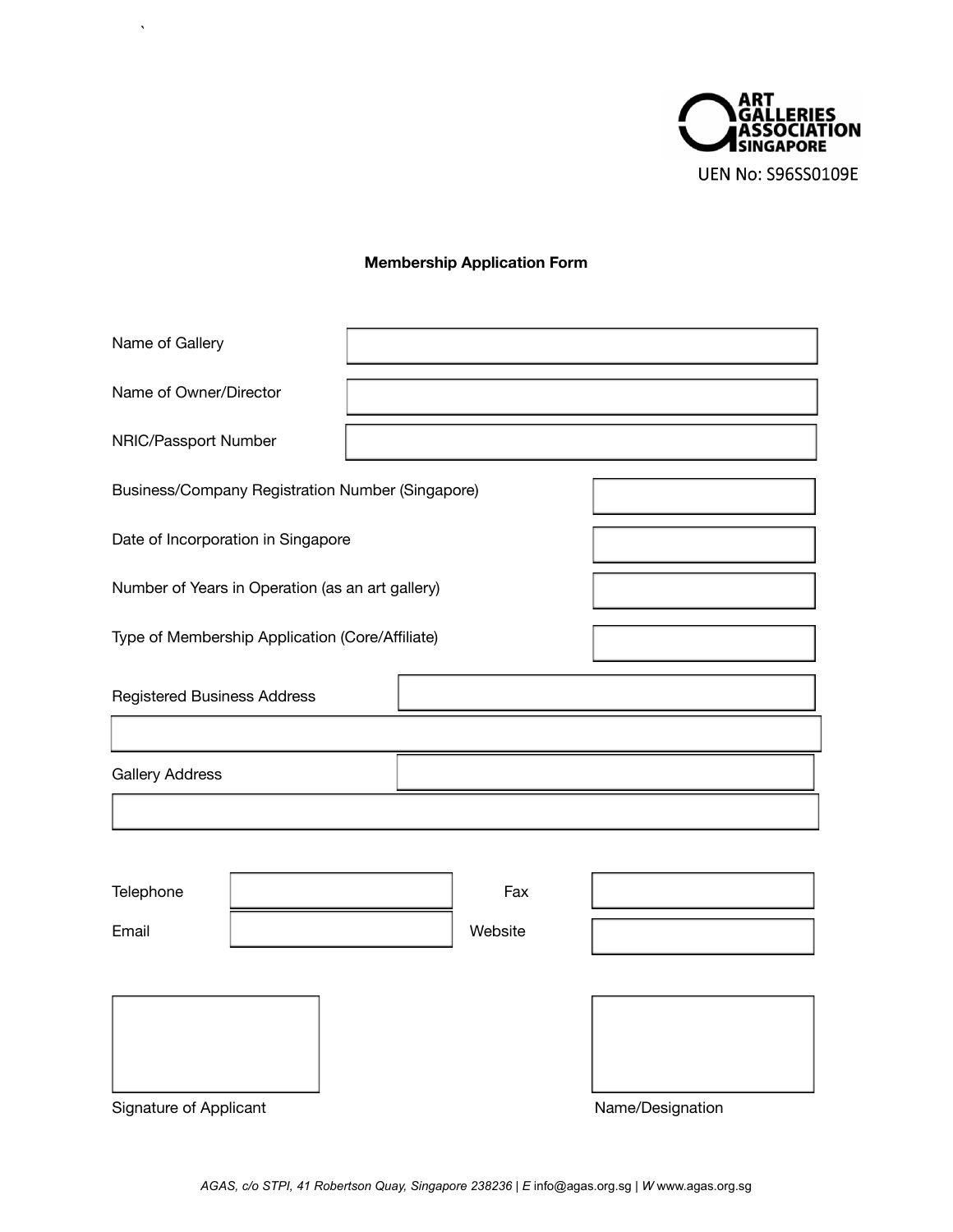ART GALLERIES ASSOCIATION SINGAPORE

UEN No: S96SS0109E

**Membership Application Form**

Name of Gallery

Name of Owner/Director

NRIC/Passport Number

Business/Company Registration Number (Singapore)

Date of Incorporation in Singapore

Number of Years in Operation (as an art gallery)

Type of Membership Application (Core/Affiliate)

Registered Business Address

Gallery Address

Telephone

Fax

Email

Website

Signature of Applicant

Name/Designation

*AGAS, c/o STPI, 41 Robertson Quay, Singapore 238236 | E* info@agas.org.sg | *W* www.agas.org.sg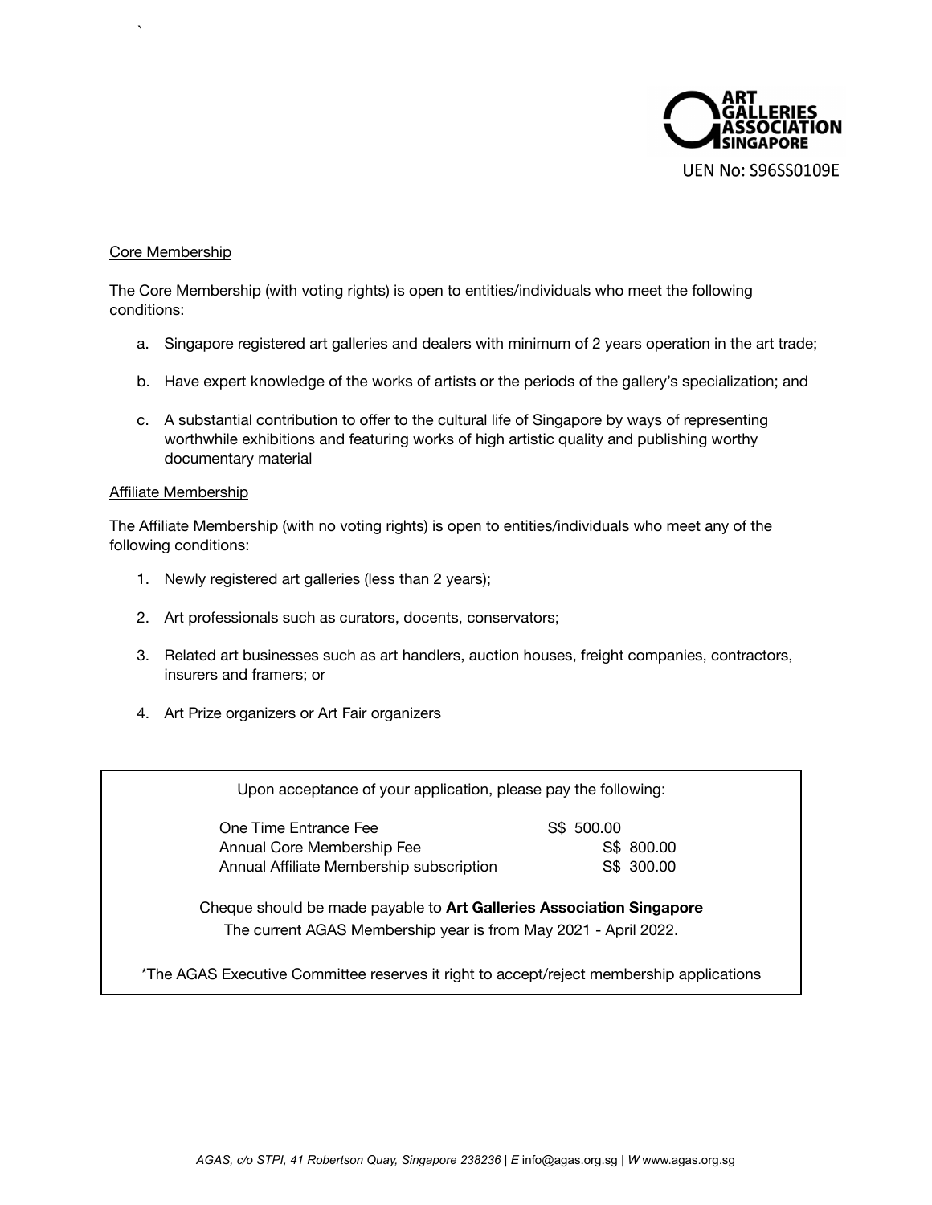ART GALLERIES ASSOCIATION SINGAPORE

UEN No: S96SS0109E

Core Membership

The Core Membership (with voting rights) is open to entities/individuals who meet the following conditions:

a. Singapore registered art galleries and dealers with minimum of 2 years operation in the art trade;

b. Have expert knowledge of the works of artists or the periods of the gallery's specialization; and

c. A substantial contribution to offer to the cultural life of Singapore by ways of representing worthwhile exhibitions and featuring works of high artistic quality and publishing worthy documentary material

Affiliate Membership

The Affiliate Membership (with no voting rights) is open to entities/individuals who meet any of the following conditions:

1. Newly registered art galleries (less than 2 years);
2. Art professionals such as curators, docents, conservators;
3. Related art businesses such as art handlers, auction houses, freight companies, contractors, insurers and framers; or
4. Art Prize organizers or Art Fair organizers

Upon acceptance of your application, please pay the following:

| | |
|---|---|
| One Time Entrance Fee | S$ 500.00 |
| Annual Core Membership Fee | S$ 800.00 |
| Annual Affiliate Membership subscription | S$ 300.00 |

Cheque should be made payable to **Art Galleries Association Singapore**

The current AGAS Membership year is from May 2021 - April 2022.

*The AGAS Executive Committee reserves it right to accept/reject membership applications

*AGAS, c/o STPI, 41 Robertson Quay, Singapore 238236 | E* info@agas.org.sg | *W* www.agas.org.sg